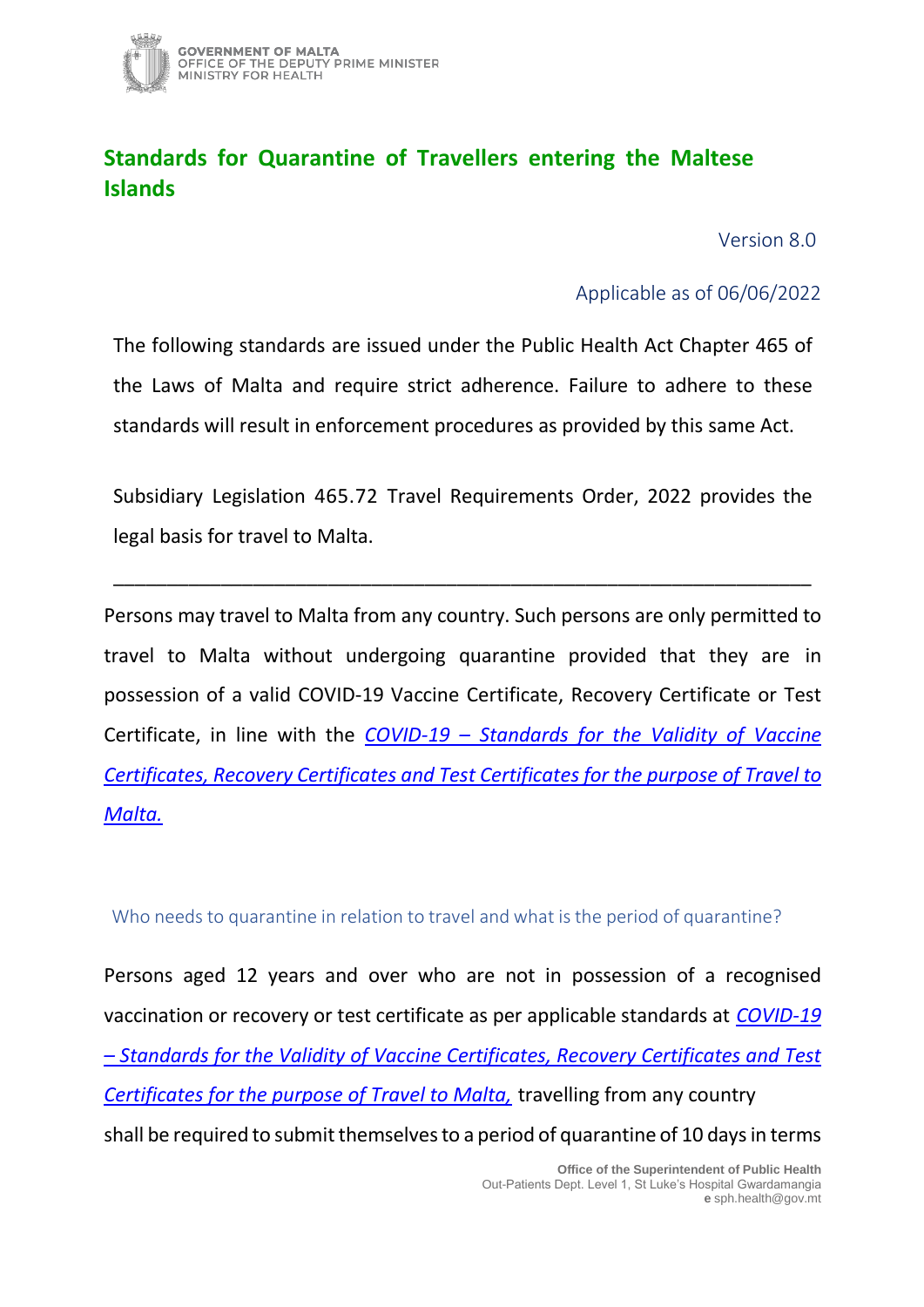GOVERNMENT OF MALTA
OFFICE OF THE DEPUTY PRIME MINISTER
MINISTRY FOR HEALTH

# Standards for Quarantine of Travellers entering the Maltese Islands

Version 8.0

Applicable as of 06/06/2022

The following standards are issued under the Public Health Act Chapter 465 of the Laws of Malta and require strict adherence. Failure to adhere to these standards will result in enforcement procedures as provided by this same Act.

Subsidiary Legislation 465.72 Travel Requirements Order, 2022 provides the legal basis for travel to Malta.

---

Persons may travel to Malta from any country. Such persons are only permitted to travel to Malta without undergoing quarantine provided that they are in possession of a valid COVID-19 Vaccine Certificate, Recovery Certificate or Test Certificate, in line with the *COVID-19 – Standards for the Validity of Vaccine Certificates, Recovery Certificates and Test Certificates for the purpose of Travel to Malta.*

## Who needs to quarantine in relation to travel and what is the period of quarantine?

Persons aged 12 years and over who are not in possession of a recognised vaccination or recovery or test certificate as per applicable standards at *COVID-19 – Standards for the Validity of Vaccine Certificates, Recovery Certificates and Test Certificates for the purpose of Travel to Malta,* travelling from any country shall be required to submit themselves to a period of quarantine of 10 days in terms

Office of the Superintendent of Public Health
Out-Patients Dept. Level 1, St Luke's Hospital Gwardamangia
**e** sph.health@gov.mt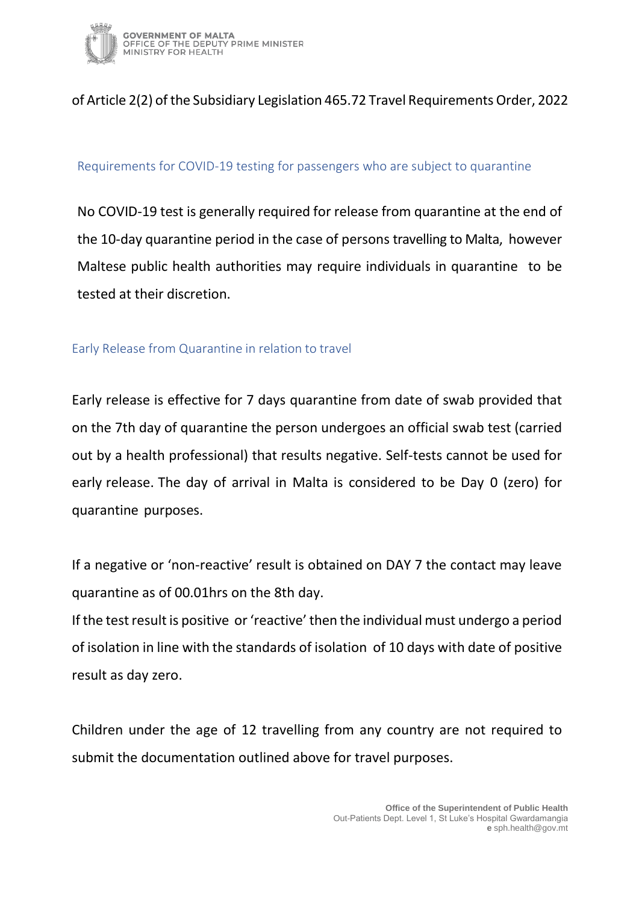of Article 2(2) of the Subsidiary Legislation 465.72 Travel Requirements Order, 2022

## Requirements for COVID-19 testing for passengers who are subject to quarantine

No COVID-19 test is generally required for release from quarantine at the end of the 10-day quarantine period in the case of persons travelling to Malta, however Maltese public health authorities may require individuals in quarantine to be tested at their discretion.

## Early Release from Quarantine in relation to travel

Early release is effective for 7 days quarantine from date of swab provided that on the 7th day of quarantine the person undergoes an official swab test (carried out by a health professional) that results negative. Self-tests cannot be used for early release. The day of arrival in Malta is considered to be Day 0 (zero) for quarantine purposes.

If a negative or 'non-reactive' result is obtained on DAY 7 the contact may leave quarantine as of 00.01hrs on the 8th day.

If the test result is positive or 'reactive' then the individual must undergo a period of isolation in line with the standards of isolation of 10 days with date of positive result as day zero.

Children under the age of 12 travelling from any country are not required to submit the documentation outlined above for travel purposes.

**Office of the Superintendent of Public Health**
Out-Patients Dept. Level 1, St Luke's Hospital Gwardamangia
**e** sph.health@gov.mt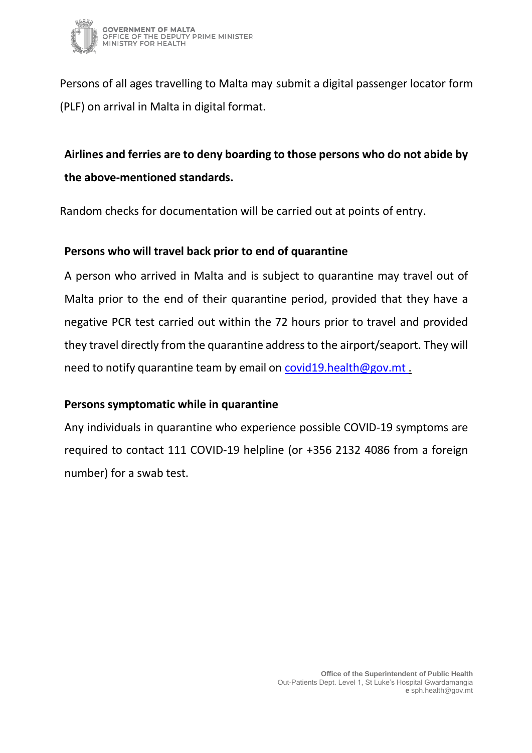Persons of all ages travelling to Malta may submit a digital passenger locator form (PLF) on arrival in Malta in digital format.

**Airlines and ferries are to deny boarding to those persons who do not abide by the above-mentioned standards.**

Random checks for documentation will be carried out at points of entry.

**Persons who will travel back prior to end of quarantine**

A person who arrived in Malta and is subject to quarantine may travel out of Malta prior to the end of their quarantine period, provided that they have a negative PCR test carried out within the 72 hours prior to travel and provided they travel directly from the quarantine address to the airport/seaport. They will need to notify quarantine team by email on covid19.health@gov.mt .

**Persons symptomatic while in quarantine**

Any individuals in quarantine who experience possible COVID-19 symptoms are required to contact 111 COVID-19 helpline (or +356 2132 4086 from a foreign number) for a swab test.